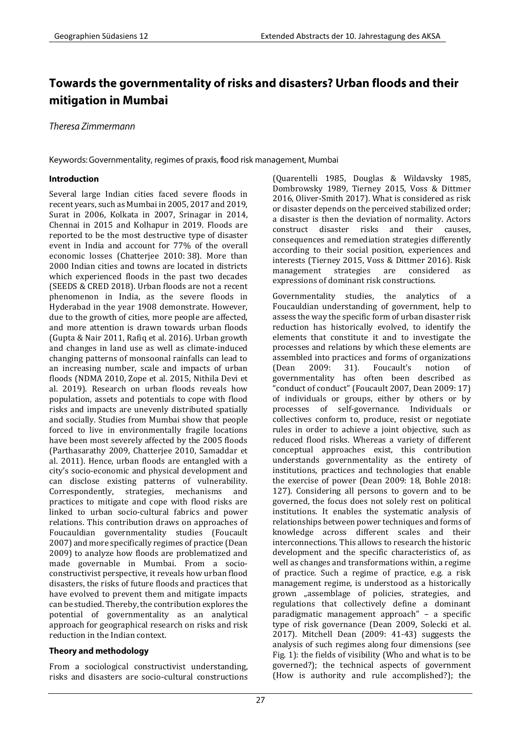# Towards the governmentality of risks and disasters? Urban floods and their mitigation in Mumbai

*Theresa Zimmermann*

Keywords: Governmentality, regimes of praxis, flood risk management, Mumbai

### Introduction

Several large Indian cities faced severe floods in recent years, such as Mumbai in 2005, 2017 and 2019, Surat in 2006, Kolkata in 2007, Srinagar in 2014, Chennai in 2015 and Kolhapur in 2019. Floods are reported to be the most destructive type of disaster event in India and account for 77% of the overall economic losses (Chatterjee 2010: 38). More than 2000 Indian cities and towns are located in districts which experienced floods in the past two decades (SEEDS & CRED 2018). Urban floods are not a recent phenomenon in India, as the severe floods in Hyderabad in the year 1908 demonstrate. However, due to the growth of cities, more people are affected, and more attention is drawn towards urban floods (Gupta & Nair 2011, Rafiq et al. 2016). Urban growth and changes in land use as well as climate-induced changing patterns of monsoonal rainfalls can lead to an increasing number, scale and impacts of urban floods (NDMA 2010, Zope et al. 2015, Nithila Devi et al. 2019). Research on urban floods reveals how population, assets and potentials to cope with flood risks and impacts are unevenly distributed spatially and socially. Studies from Mumbai show that people forced to live in environmentally fragile locations have been most severely affected by the 2005 floods (Parthasarathy 2009, Chatterjee 2010, Samaddar et al. 2011). Hence, urban floods are entangled with a city's socio-economic and physical development and can disclose existing patterns of vulnerability. Correspondently, strategies, mechanisms and practices to mitigate and cope with flood risks are linked to urban socio-cultural fabrics and power relations. This contribution draws on approaches of Foucauldian governmentality studies (Foucault 2007) and more specifically regimes of practice (Dean 2009) to analyze how floods are problematized and made governable in Mumbai. From a socio-constructivist perspective, it reveals how urban flood disasters, the risks of future floods and practices that have evolved to prevent them and mitigate impacts can be studied. Thereby, the contribution explores the potential of governmentality as an analytical approach for geographical research on risks and risk reduction in the Indian context.

### Theory and methodology

From a sociological constructivist understanding, risks and disasters are socio-cultural constructions (Quarentelli 1985, Douglas & Wildavsky 1985, Dombrowsky 1989, Tierney 2015, Voss & Dittmer 2016, Oliver-Smith 2017). What is considered as risk or disaster depends on the perceived stabilized order; a disaster is then the deviation of normality. Actors construct disaster risks and their causes, consequences and remediation strategies differently according to their social position, experiences and interests (Tierney 2015, Voss & Dittmer 2016). Risk management strategies are considered as expressions of dominant risk constructions.

Governmentality studies, the analytics of a Foucauldian understanding of government, help to assess the way the specific form of urban disaster risk reduction has historically evolved, to identify the elements that constitute it and to investigate the processes and relations by which these elements are assembled into practices and forms of organizations (Dean 2009: 31). Foucault's notion of governmentality has often been described as "conduct of conduct" (Foucault 2007, Dean 2009: 17) of individuals or groups, either by others or by processes of self-governance. Individuals or collectives conform to, produce, resist or negotiate rules in order to achieve a joint objective, such as reduced flood risks. Whereas a variety of different conceptual approaches exist, this contribution understands governmentality as the entirety of institutions, practices and technologies that enable the exercise of power (Dean 2009: 18, Bohle 2018: 127). Considering all persons to govern and to be governed, the focus does not solely rest on political institutions. It enables the systematic analysis of relationships between power techniques and forms of knowledge across different scales and their interconnections. This allows to research the historic development and the specific characteristics of, as well as changes and transformations within, a regime of practice. Such a regime of practice, e.g. a risk management regime, is understood as a historically grown „assemblage of policies, strategies, and regulations that collectively define a dominant paradigmatic management approach" – a specific type of risk governance (Dean 2009, Solecki et al. 2017). Mitchell Dean (2009: 41-43) suggests the analysis of such regimes along four dimensions (see Fig. 1): the fields of visibility (Who and what is to be governed?); the technical aspects of government (How is authority and rule accomplished?); the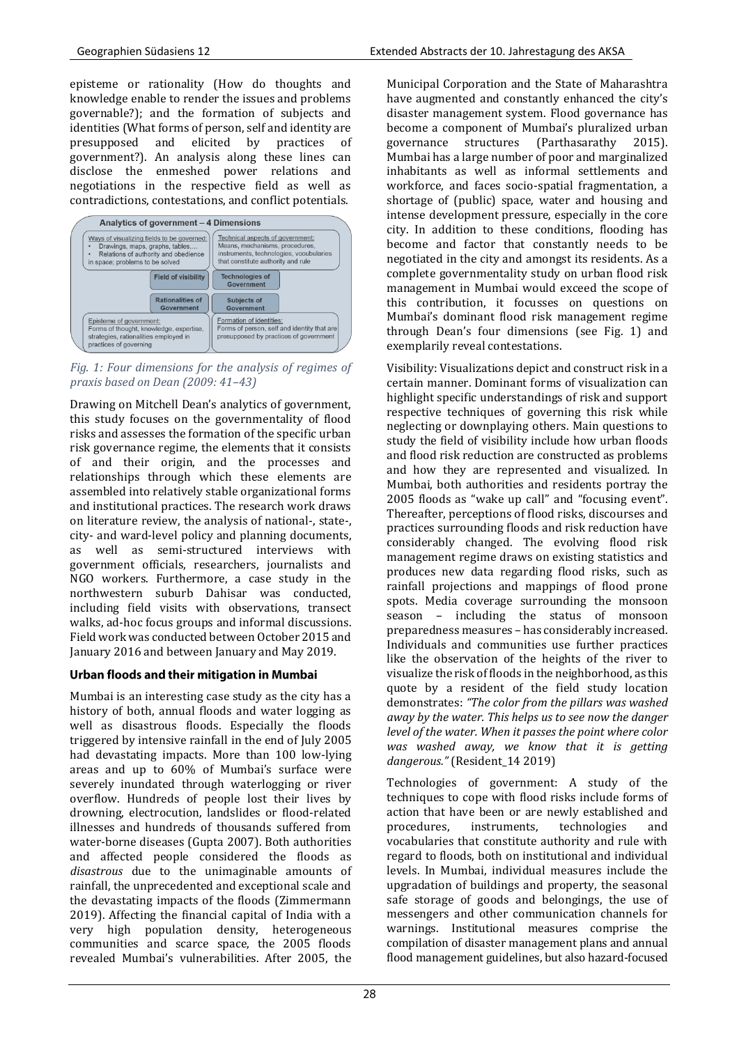episteme or rationality (How do thoughts and knowledge enable to render the issues and problems governable?); and the formation of subjects and identities (What forms of person, self and identity are presupposed and elicited by practices of government?). An analysis along these lines can disclose the enmeshed power relations and negotiations in the respective field as well as contradictions, contestations, and conflict potentials.

**Analytics of government – 4 Dimensions**

| Field of visibility | Technologies of Government |
|---|---|
| Ways of visualizing fields to be governed: • Drawings, maps, graphs, tables,… • Relations of authority and obedience in space; problems to be solved | Technical aspects of government: Means, mechanisms, procedures, instruments, technologies, vocabularies that constitute authority and rule |
| **Rationalities of Government** | **Subjects of Government** |
| Episteme of government: Forms of thought, knowledge, expertise, strategies, rationalities employed in practices of governing | Formation of identities: Forms of person, self and identity that are presupposed by practices of government |

*Fig. 1: Four dimensions for the analysis of regimes of praxis based on Dean (2009: 41–43)*

Drawing on Mitchell Dean's analytics of government, this study focuses on the governmentality of flood risks and assesses the formation of the specific urban risk governance regime, the elements that it consists of and their origin, and the processes and relationships through which these elements are assembled into relatively stable organizational forms and institutional practices. The research work draws on literature review, the analysis of national-, state-, city- and ward-level policy and planning documents, as well as semi-structured interviews with government officials, researchers, journalists and NGO workers. Furthermore, a case study in the northwestern suburb Dahisar was conducted, including field visits with observations, transect walks, ad-hoc focus groups and informal discussions. Field work was conducted between October 2015 and January 2016 and between January and May 2019.

## Urban floods and their mitigation in Mumbai

Mumbai is an interesting case study as the city has a history of both, annual floods and water logging as well as disastrous floods. Especially the floods triggered by intensive rainfall in the end of July 2005 had devastating impacts. More than 100 low-lying areas and up to 60% of Mumbai's surface were severely inundated through waterlogging or river overflow. Hundreds of people lost their lives by drowning, electrocution, landslides or flood-related illnesses and hundreds of thousands suffered from water-borne diseases (Gupta 2007). Both authorities and affected people considered the floods as *disastrous* due to the unimaginable amounts of rainfall, the unprecedented and exceptional scale and the devastating impacts of the floods (Zimmermann 2019). Affecting the financial capital of India with a very high population density, heterogeneous communities and scarce space, the 2005 floods revealed Mumbai's vulnerabilities. After 2005, the Municipal Corporation and the State of Maharashtra have augmented and constantly enhanced the city's disaster management system. Flood governance has become a component of Mumbai's pluralized urban governance structures (Parthasarathy 2015). Mumbai has a large number of poor and marginalized inhabitants as well as informal settlements and workforce, and faces socio-spatial fragmentation, a shortage of (public) space, water and housing and intense development pressure, especially in the core city. In addition to these conditions, flooding has become and factor that constantly needs to be negotiated in the city and amongst its residents. As a complete governmentality study on urban flood risk management in Mumbai would exceed the scope of this contribution, it focusses on questions on Mumbai's dominant flood risk management regime through Dean's four dimensions (see Fig. 1) and exemplarily reveal contestations.

Visibility: Visualizations depict and construct risk in a certain manner. Dominant forms of visualization can highlight specific understandings of risk and support respective techniques of governing this risk while neglecting or downplaying others. Main questions to study the field of visibility include how urban floods and flood risk reduction are constructed as problems and how they are represented and visualized. In Mumbai, both authorities and residents portray the 2005 floods as "wake up call" and "focusing event". Thereafter, perceptions of flood risks, discourses and practices surrounding floods and risk reduction have considerably changed. The evolving flood risk management regime draws on existing statistics and produces new data regarding flood risks, such as rainfall projections and mappings of flood prone spots. Media coverage surrounding the monsoon season – including the status of monsoon preparedness measures – has considerably increased. Individuals and communities use further practices like the observation of the heights of the river to visualize the risk of floods in the neighborhood, as this quote by a resident of the field study location demonstrates: *"The color from the pillars was washed away by the water. This helps us to see now the danger level of the water. When it passes the point where color was washed away, we know that it is getting dangerous."* (Resident_14 2019)

Technologies of government: A study of the techniques to cope with flood risks include forms of action that have been or are newly established and procedures, instruments, technologies and vocabularies that constitute authority and rule with regard to floods, both on institutional and individual levels. In Mumbai, individual measures include the upgradation of buildings and property, the seasonal safe storage of goods and belongings, the use of messengers and other communication channels for warnings. Institutional measures comprise the compilation of disaster management plans and annual flood management guidelines, but also hazard-focused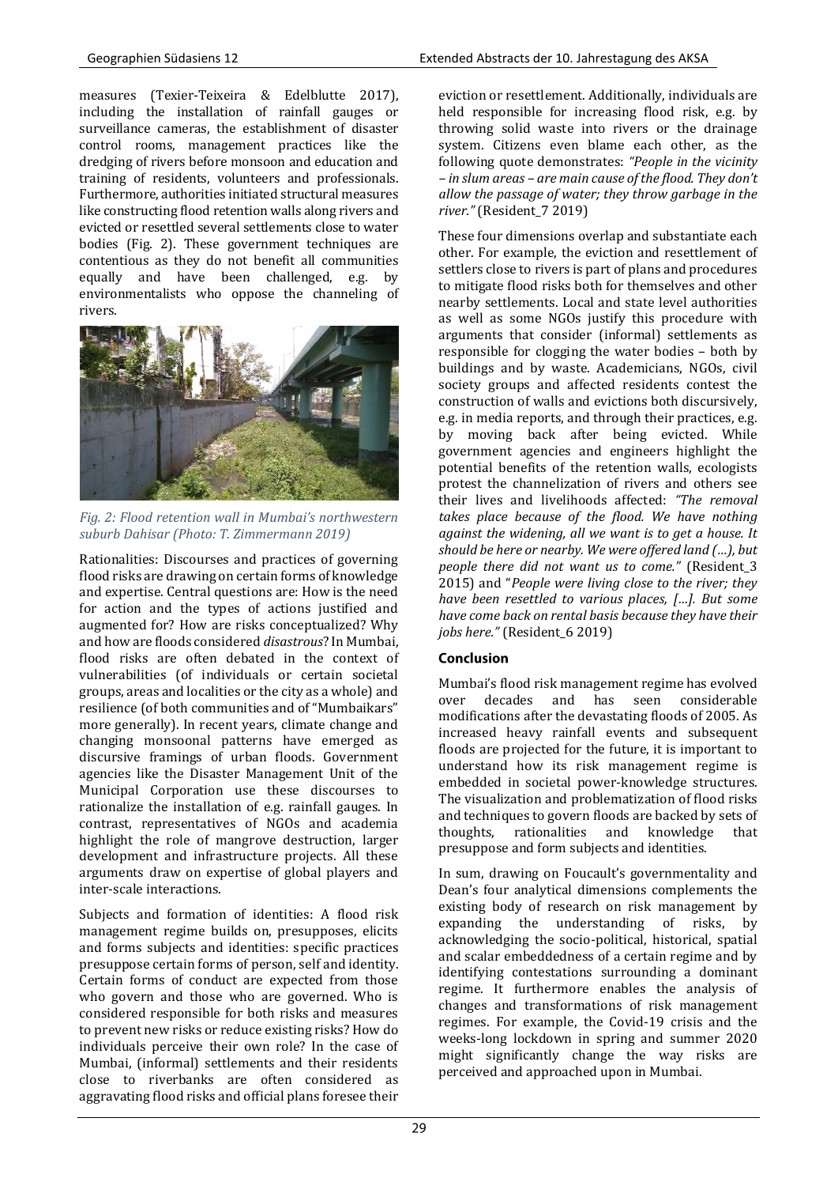measures (Texier-Teixeira & Edelblutte 2017), including the installation of rainfall gauges or surveillance cameras, the establishment of disaster control rooms, management practices like the dredging of rivers before monsoon and education and training of residents, volunteers and professionals. Furthermore, authorities initiated structural measures like constructing flood retention walls along rivers and evicted or resettled several settlements close to water bodies (Fig. 2). These government techniques are contentious as they do not benefit all communities equally and have been challenged, e.g. by environmentalists who oppose the channeling of rivers.

*Fig. 2: Flood retention wall in Mumbai's northwestern suburb Dahisar (Photo: T. Zimmermann 2019)*

Rationalities: Discourses and practices of governing flood risks are drawing on certain forms of knowledge and expertise. Central questions are: How is the need for action and the types of actions justified and augmented for? How are risks conceptualized? Why and how are floods considered *disastrous*? In Mumbai, flood risks are often debated in the context of vulnerabilities (of individuals or certain societal groups, areas and localities or the city as a whole) and resilience (of both communities and of "Mumbaikars" more generally). In recent years, climate change and changing monsoonal patterns have emerged as discursive framings of urban floods. Government agencies like the Disaster Management Unit of the Municipal Corporation use these discourses to rationalize the installation of e.g. rainfall gauges. In contrast, representatives of NGOs and academia highlight the role of mangrove destruction, larger development and infrastructure projects. All these arguments draw on expertise of global players and inter-scale interactions.

Subjects and formation of identities: A flood risk management regime builds on, presupposes, elicits and forms subjects and identities: specific practices presuppose certain forms of person, self and identity. Certain forms of conduct are expected from those who govern and those who are governed. Who is considered responsible for both risks and measures to prevent new risks or reduce existing risks? How do individuals perceive their own role? In the case of Mumbai, (informal) settlements and their residents close to riverbanks are often considered as aggravating flood risks and official plans foresee their eviction or resettlement. Additionally, individuals are held responsible for increasing flood risk, e.g. by throwing solid waste into rivers or the drainage system. Citizens even blame each other, as the following quote demonstrates: *"People in the vicinity – in slum areas – are main cause of the flood. They don't allow the passage of water; they throw garbage in the river."* (Resident_7 2019)

These four dimensions overlap and substantiate each other. For example, the eviction and resettlement of settlers close to rivers is part of plans and procedures to mitigate flood risks both for themselves and other nearby settlements. Local and state level authorities as well as some NGOs justify this procedure with arguments that consider (informal) settlements as responsible for clogging the water bodies – both by buildings and by waste. Academicians, NGOs, civil society groups and affected residents contest the construction of walls and evictions both discursively, e.g. in media reports, and through their practices, e.g. by moving back after being evicted. While government agencies and engineers highlight the potential benefits of the retention walls, ecologists protest the channelization of rivers and others see their lives and livelihoods affected: *"The removal takes place because of the flood. We have nothing against the widening, all we want is to get a house. It should be here or nearby. We were offered land (…), but people there did not want us to come."* (Resident_3 2015) and "*People were living close to the river; they have been resettled to various places, […]. But some have come back on rental basis because they have their jobs here."* (Resident_6 2019)

## Conclusion

Mumbai's flood risk management regime has evolved over decades and has seen considerable modifications after the devastating floods of 2005. As increased heavy rainfall events and subsequent floods are projected for the future, it is important to understand how its risk management regime is embedded in societal power-knowledge structures. The visualization and problematization of flood risks and techniques to govern floods are backed by sets of thoughts, rationalities and knowledge that presuppose and form subjects and identities.

In sum, drawing on Foucault's governmentality and Dean's four analytical dimensions complements the existing body of research on risk management by expanding the understanding of risks, by acknowledging the socio-political, historical, spatial and scalar embeddedness of a certain regime and by identifying contestations surrounding a dominant regime. It furthermore enables the analysis of changes and transformations of risk management regimes. For example, the Covid-19 crisis and the weeks-long lockdown in spring and summer 2020 might significantly change the way risks are perceived and approached upon in Mumbai.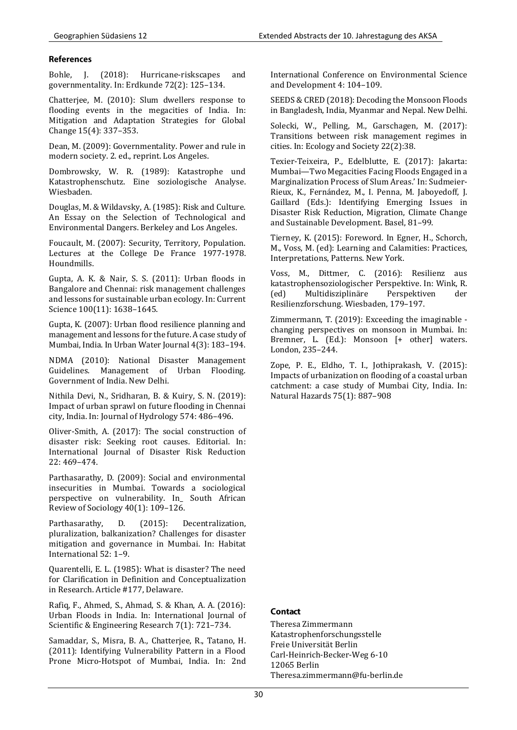### References

Bohle, J. (2018): Hurricane-riskscapes and governmentality. In: Erdkunde 72(2): 125–134.

Chatterjee, M. (2010): Slum dwellers response to flooding events in the megacities of India. In: Mitigation and Adaptation Strategies for Global Change 15(4): 337–353.

Dean, M. (2009): Governmentality. Power and rule in modern society. 2. ed., reprint. Los Angeles.

Dombrowsky, W. R. (1989): Katastrophe und Katastrophenschutz. Eine soziologische Analyse. Wiesbaden.

Douglas, M. & Wildavsky, A. (1985): Risk and Culture. An Essay on the Selection of Technological and Environmental Dangers. Berkeley and Los Angeles.

Foucault, M. (2007): Security, Territory, Population. Lectures at the College De France 1977-1978. Houndmills.

Gupta, A. K. & Nair, S. S. (2011): Urban floods in Bangalore and Chennai: risk management challenges and lessons for sustainable urban ecology. In: Current Science 100(11): 1638–1645.

Gupta, K. (2007): Urban flood resilience planning and management and lessons for the future. A case study of Mumbai, India. In Urban Water Journal 4(3): 183–194.

NDMA (2010): National Disaster Management Guidelines. Management of Urban Flooding. Government of India. New Delhi.

Nithila Devi, N., Sridharan, B. & Kuiry, S. N. (2019): Impact of urban sprawl on future flooding in Chennai city, India. In: Journal of Hydrology 574: 486–496.

Oliver-Smith, A. (2017): The social construction of disaster risk: Seeking root causes. Editorial. In: International Journal of Disaster Risk Reduction 22: 469–474.

Parthasarathy, D. (2009): Social and environmental insecurities in Mumbai. Towards a sociological perspective on vulnerability. In_ South African Review of Sociology 40(1): 109–126.

Parthasarathy, D. (2015): Decentralization, pluralization, balkanization? Challenges for disaster mitigation and governance in Mumbai. In: Habitat International 52: 1–9.

Quarentelli, E. L. (1985): What is disaster? The need for Clarification in Definition and Conceptualization in Research. Article #177, Delaware.

Rafiq, F., Ahmed, S., Ahmad, S. & Khan, A. A. (2016): Urban Floods in India. In: International Journal of Scientific & Engineering Research 7(1): 721–734.

Samaddar, S., Misra, B. A., Chatterjee, R., Tatano, H. (2011): Identifying Vulnerability Pattern in a Flood Prone Micro-Hotspot of Mumbai, India. In: 2nd International Conference on Environmental Science and Development 4: 104–109.

SEEDS & CRED (2018): Decoding the Monsoon Floods in Bangladesh, India, Myanmar and Nepal. New Delhi.

Solecki, W., Pelling, M., Garschagen, M. (2017): Transitions between risk management regimes in cities. In: Ecology and Society 22(2):38.

Texier-Teixeira, P., Edelblutte, E. (2017): Jakarta: Mumbai—Two Megacities Facing Floods Engaged in a Marginalization Process of Slum Areas.' In: Sudmeier-Rieux, K., Fernández, M., I. Penna, M. Jaboyedoff, J. Gaillard (Eds.): Identifying Emerging Issues in Disaster Risk Reduction, Migration, Climate Change and Sustainable Development. Basel, 81–99.

Tierney, K. (2015): Foreword. In Egner, H., Schorch, M., Voss, M. (ed): Learning and Calamities: Practices, Interpretations, Patterns. New York.

Voss, M., Dittmer, C. (2016): Resilienz aus katastrophensoziologischer Perspektive. In: Wink, R. (ed) Multidisziplinäre Perspektiven der Resilienzforschung. Wiesbaden, 179–197.

Zimmermann, T. (2019): Exceeding the imaginable - changing perspectives on monsoon in Mumbai. In: Bremner, L. (Ed.): Monsoon [+ other] waters. London, 235–244.

Zope, P. E., Eldho, T. I., Jothiprakash, V. (2015): Impacts of urbanization on flooding of a coastal urban catchment: a case study of Mumbai City, India. In: Natural Hazards 75(1): 887–908

### Contact

Theresa Zimmermann
Katastrophenforschungsstelle
Freie Universität Berlin
Carl-Heinrich-Becker-Weg 6-10
12065 Berlin
Theresa.zimmermann@fu-berlin.de